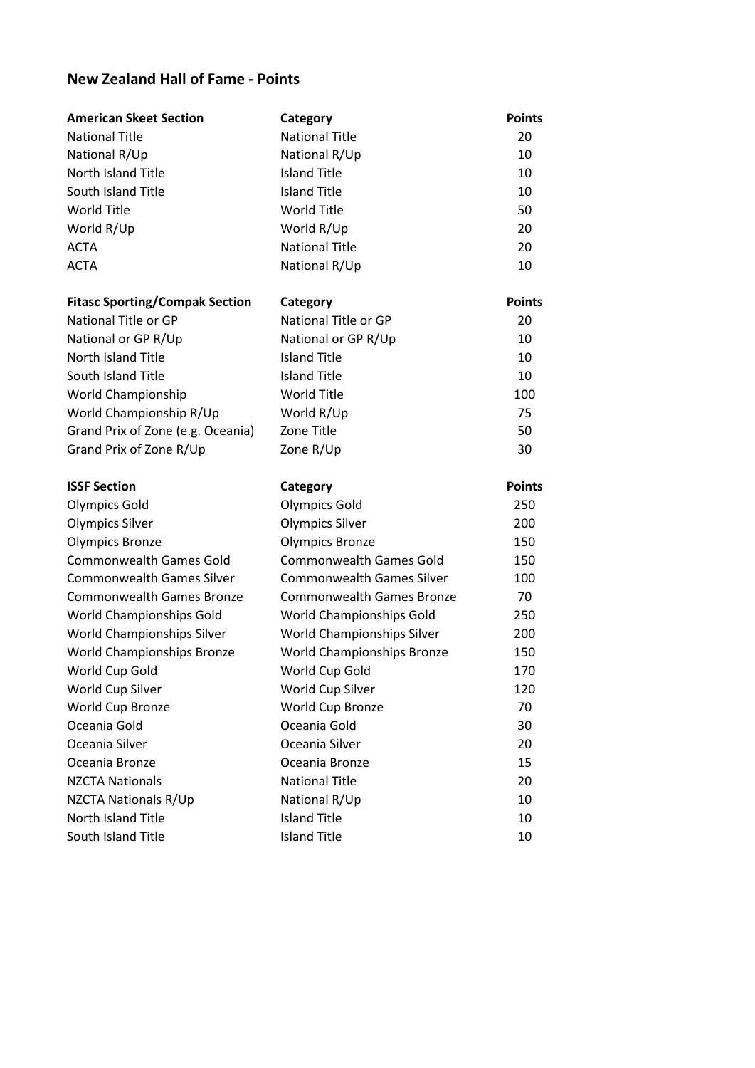# New Zealand Hall of Fame - Points

| American Skeet Section | Category | Points |
| --- | --- | --- |
| National Title | National Title | 20 |
| National R/Up | National R/Up | 10 |
| North Island Title | Island Title | 10 |
| South Island Title | Island Title | 10 |
| World Title | World Title | 50 |
| World R/Up | World R/Up | 20 |
| ACTA | National Title | 20 |
| ACTA | National R/Up | 10 |

| Fitasc Sporting/Compak Section | Category | Points |
| --- | --- | --- |
| National Title or GP | National Title or GP | 20 |
| National or GP R/Up | National or GP R/Up | 10 |
| North Island Title | Island Title | 10 |
| South Island Title | Island Title | 10 |
| World Championship | World Title | 100 |
| World Championship R/Up | World R/Up | 75 |
| Grand Prix of Zone (e.g. Oceania) | Zone Title | 50 |
| Grand Prix of Zone R/Up | Zone R/Up | 30 |

| ISSF Section | Category | Points |
| --- | --- | --- |
| Olympics Gold | Olympics Gold | 250 |
| Olympics Silver | Olympics Silver | 200 |
| Olympics Bronze | Olympics Bronze | 150 |
| Commonwealth Games Gold | Commonwealth Games Gold | 150 |
| Commonwealth Games Silver | Commonwealth Games Silver | 100 |
| Commonwealth Games Bronze | Commonwealth Games Bronze | 70 |
| World Championships Gold | World Championships Gold | 250 |
| World Championships Silver | World Championships Silver | 200 |
| World Championships Bronze | World Championships Bronze | 150 |
| World Cup Gold | World Cup Gold | 170 |
| World Cup Silver | World Cup Silver | 120 |
| World Cup Bronze | World Cup Bronze | 70 |
| Oceania Gold | Oceania Gold | 30 |
| Oceania Silver | Oceania Silver | 20 |
| Oceania Bronze | Oceania Bronze | 15 |
| NZCTA Nationals | National Title | 20 |
| NZCTA Nationals R/Up | National R/Up | 10 |
| North Island Title | Island Title | 10 |
| South Island Title | Island Title | 10 |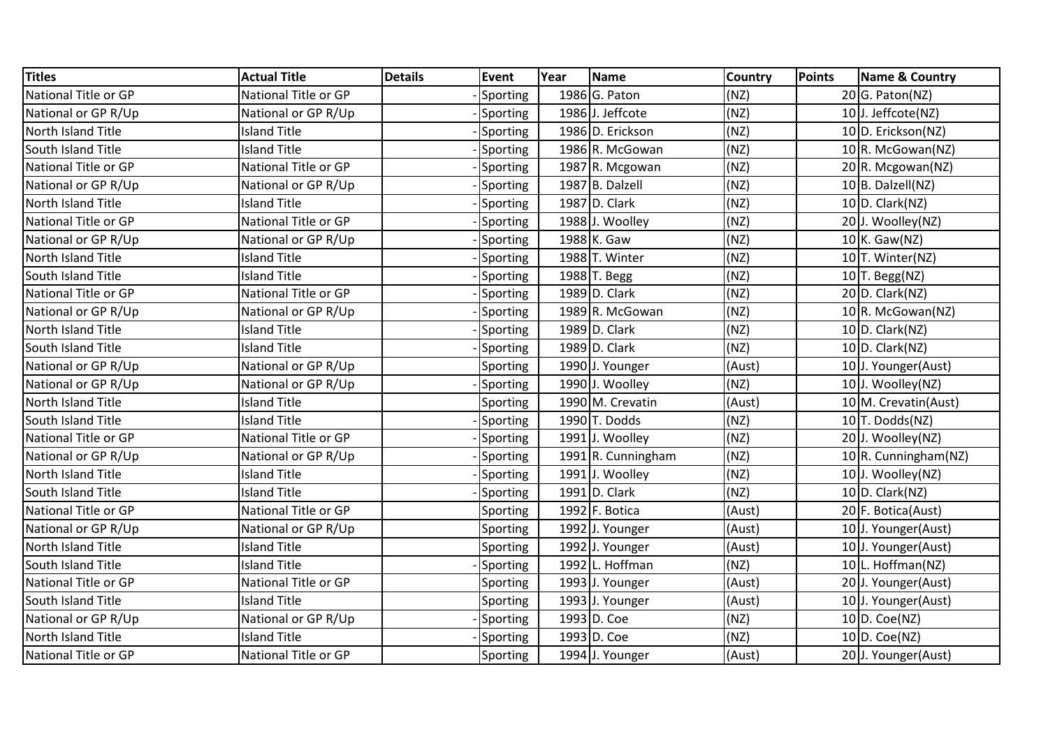| Titles | Actual Title | Details | Event | Year | Name | Country | Points | Name & Country |
|---|---|---|---|---|---|---|---|---|
| National Title or GP | National Title or GP | - | Sporting | 1986 | G. Paton | (NZ) | 20 | G. Paton(NZ) |
| National or GP R/Up | National or GP R/Up | - | Sporting | 1986 | J. Jeffcote | (NZ) | 10 | J. Jeffcote(NZ) |
| North Island Title | Island Title | - | Sporting | 1986 | D. Erickson | (NZ) | 10 | D. Erickson(NZ) |
| South Island Title | Island Title | - | Sporting | 1986 | R. McGowan | (NZ) | 10 | R. McGowan(NZ) |
| National Title or GP | National Title or GP | - | Sporting | 1987 | R. Mcgowan | (NZ) | 20 | R. Mcgowan(NZ) |
| National or GP R/Up | National or GP R/Up | - | Sporting | 1987 | B. Dalzell | (NZ) | 10 | B. Dalzell(NZ) |
| North Island Title | Island Title | - | Sporting | 1987 | D. Clark | (NZ) | 10 | D. Clark(NZ) |
| National Title or GP | National Title or GP | - | Sporting | 1988 | J. Woolley | (NZ) | 20 | J. Woolley(NZ) |
| National or GP R/Up | National or GP R/Up | - | Sporting | 1988 | K. Gaw | (NZ) | 10 | K. Gaw(NZ) |
| North Island Title | Island Title | - | Sporting | 1988 | T. Winter | (NZ) | 10 | T. Winter(NZ) |
| South Island Title | Island Title | - | Sporting | 1988 | T. Begg | (NZ) | 10 | T. Begg(NZ) |
| National Title or GP | National Title or GP | - | Sporting | 1989 | D. Clark | (NZ) | 20 | D. Clark(NZ) |
| National or GP R/Up | National or GP R/Up | - | Sporting | 1989 | R. McGowan | (NZ) | 10 | R. McGowan(NZ) |
| North Island Title | Island Title | - | Sporting | 1989 | D. Clark | (NZ) | 10 | D. Clark(NZ) |
| South Island Title | Island Title | - | Sporting | 1989 | D. Clark | (NZ) | 10 | D. Clark(NZ) |
| National or GP R/Up | National or GP R/Up | | Sporting | 1990 | J. Younger | (Aust) | 10 | J. Younger(Aust) |
| National or GP R/Up | National or GP R/Up | - | Sporting | 1990 | J. Woolley | (NZ) | 10 | J. Woolley(NZ) |
| North Island Title | Island Title | | Sporting | 1990 | M. Crevatin | (Aust) | 10 | M. Crevatin(Aust) |
| South Island Title | Island Title | - | Sporting | 1990 | T. Dodds | (NZ) | 10 | T. Dodds(NZ) |
| National Title or GP | National Title or GP | - | Sporting | 1991 | J. Woolley | (NZ) | 20 | J. Woolley(NZ) |
| National or GP R/Up | National or GP R/Up | - | Sporting | 1991 | R. Cunningham | (NZ) | 10 | R. Cunningham(NZ) |
| North Island Title | Island Title | - | Sporting | 1991 | J. Woolley | (NZ) | 10 | J. Woolley(NZ) |
| South Island Title | Island Title | - | Sporting | 1991 | D. Clark | (NZ) | 10 | D. Clark(NZ) |
| National Title or GP | National Title or GP | | Sporting | 1992 | F. Botica | (Aust) | 20 | F. Botica(Aust) |
| National or GP R/Up | National or GP R/Up | | Sporting | 1992 | J. Younger | (Aust) | 10 | J. Younger(Aust) |
| North Island Title | Island Title | | Sporting | 1992 | J. Younger | (Aust) | 10 | J. Younger(Aust) |
| South Island Title | Island Title | - | Sporting | 1992 | L. Hoffman | (NZ) | 10 | L. Hoffman(NZ) |
| National Title or GP | National Title or GP | | Sporting | 1993 | J. Younger | (Aust) | 20 | J. Younger(Aust) |
| South Island Title | Island Title | | Sporting | 1993 | J. Younger | (Aust) | 10 | J. Younger(Aust) |
| National or GP R/Up | National or GP R/Up | - | Sporting | 1993 | D. Coe | (NZ) | 10 | D. Coe(NZ) |
| North Island Title | Island Title | - | Sporting | 1993 | D. Coe | (NZ) | 10 | D. Coe(NZ) |
| National Title or GP | National Title or GP | | Sporting | 1994 | J. Younger | (Aust) | 20 | J. Younger(Aust) |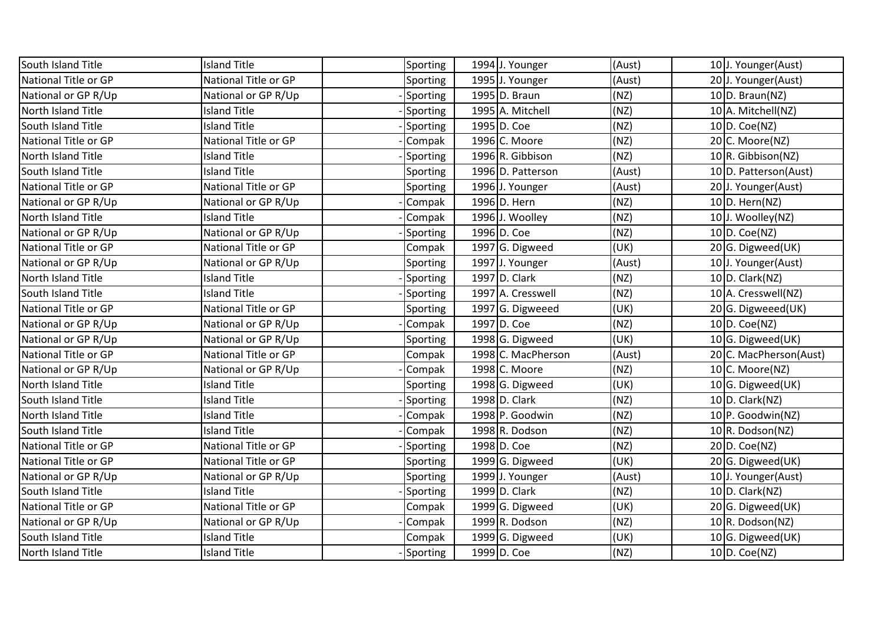| South Island Title | Island Title | | Sporting | 1994 | J. Younger | (Aust) | 10 | J. Younger(Aust) |
|---|---|---|---|---|---|---|---|---|
| National Title or GP | National Title or GP | | Sporting | 1995 | J. Younger | (Aust) | 20 | J. Younger(Aust) |
| National or GP R/Up | National or GP R/Up | - | Sporting | 1995 | D. Braun | (NZ) | 10 | D. Braun(NZ) |
| North Island Title | Island Title | - | Sporting | 1995 | A. Mitchell | (NZ) | 10 | A. Mitchell(NZ) |
| South Island Title | Island Title | - | Sporting | 1995 | D. Coe | (NZ) | 10 | D. Coe(NZ) |
| National Title or GP | National Title or GP | - | Compak | 1996 | C. Moore | (NZ) | 20 | C. Moore(NZ) |
| North Island Title | Island Title | - | Sporting | 1996 | R. Gibbison | (NZ) | 10 | R. Gibbison(NZ) |
| South Island Title | Island Title | | Sporting | 1996 | D. Patterson | (Aust) | 10 | D. Patterson(Aust) |
| National Title or GP | National Title or GP | | Sporting | 1996 | J. Younger | (Aust) | 20 | J. Younger(Aust) |
| National or GP R/Up | National or GP R/Up | - | Compak | 1996 | D. Hern | (NZ) | 10 | D. Hern(NZ) |
| North Island Title | Island Title | - | Compak | 1996 | J. Woolley | (NZ) | 10 | J. Woolley(NZ) |
| National or GP R/Up | National or GP R/Up | - | Sporting | 1996 | D. Coe | (NZ) | 10 | D. Coe(NZ) |
| National Title or GP | National Title or GP | | Compak | 1997 | G. Digweed | (UK) | 20 | G. Digweed(UK) |
| National or GP R/Up | National or GP R/Up | | Sporting | 1997 | J. Younger | (Aust) | 10 | J. Younger(Aust) |
| North Island Title | Island Title | - | Sporting | 1997 | D. Clark | (NZ) | 10 | D. Clark(NZ) |
| South Island Title | Island Title | - | Sporting | 1997 | A. Cresswell | (NZ) | 10 | A. Cresswell(NZ) |
| National Title or GP | National Title or GP | | Sporting | 1997 | G. Digweeed | (UK) | 20 | G. Digweeed(UK) |
| National or GP R/Up | National or GP R/Up | - | Compak | 1997 | D. Coe | (NZ) | 10 | D. Coe(NZ) |
| National or GP R/Up | National or GP R/Up | | Sporting | 1998 | G. Digweed | (UK) | 10 | G. Digweed(UK) |
| National Title or GP | National Title or GP | | Compak | 1998 | C. MacPherson | (Aust) | 20 | C. MacPherson(Aust) |
| National or GP R/Up | National or GP R/Up | - | Compak | 1998 | C. Moore | (NZ) | 10 | C. Moore(NZ) |
| North Island Title | Island Title | | Sporting | 1998 | G. Digweed | (UK) | 10 | G. Digweed(UK) |
| South Island Title | Island Title | - | Sporting | 1998 | D. Clark | (NZ) | 10 | D. Clark(NZ) |
| North Island Title | Island Title | - | Compak | 1998 | P. Goodwin | (NZ) | 10 | P. Goodwin(NZ) |
| South Island Title | Island Title | - | Compak | 1998 | R. Dodson | (NZ) | 10 | R. Dodson(NZ) |
| National Title or GP | National Title or GP | - | Sporting | 1998 | D. Coe | (NZ) | 20 | D. Coe(NZ) |
| National Title or GP | National Title or GP | | Sporting | 1999 | G. Digweed | (UK) | 20 | G. Digweed(UK) |
| National or GP R/Up | National or GP R/Up | | Sporting | 1999 | J. Younger | (Aust) | 10 | J. Younger(Aust) |
| South Island Title | Island Title | - | Sporting | 1999 | D. Clark | (NZ) | 10 | D. Clark(NZ) |
| National Title or GP | National Title or GP | | Compak | 1999 | G. Digweed | (UK) | 20 | G. Digweed(UK) |
| National or GP R/Up | National or GP R/Up | - | Compak | 1999 | R. Dodson | (NZ) | 10 | R. Dodson(NZ) |
| South Island Title | Island Title | | Compak | 1999 | G. Digweed | (UK) | 10 | G. Digweed(UK) |
| North Island Title | Island Title | - | Sporting | 1999 | D. Coe | (NZ) | 10 | D. Coe(NZ) |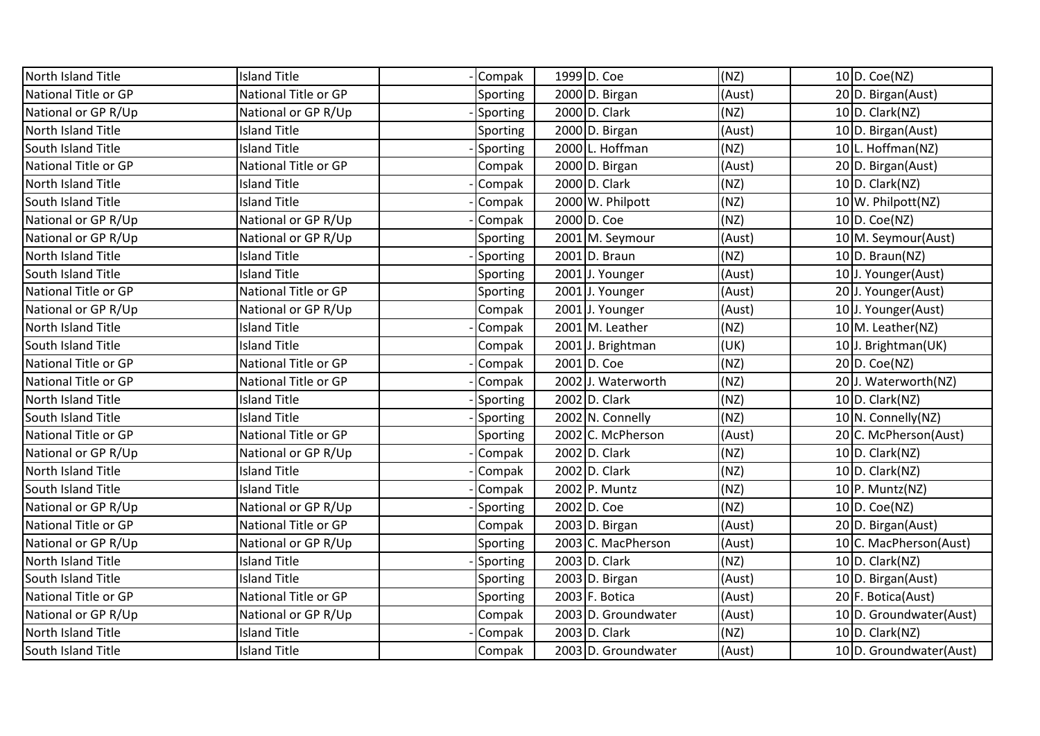| | | | | | | | | |
|---|---|---|---|---|---|---|---|---|
| North Island Title | Island Title | - | Compak | 1999 | D. Coe | (NZ) | 10 | D. Coe(NZ) |
| National Title or GP | National Title or GP | | Sporting | 2000 | D. Birgan | (Aust) | 20 | D. Birgan(Aust) |
| National or GP R/Up | National or GP R/Up | - | Sporting | 2000 | D. Clark | (NZ) | 10 | D. Clark(NZ) |
| North Island Title | Island Title | | Sporting | 2000 | D. Birgan | (Aust) | 10 | D. Birgan(Aust) |
| South Island Title | Island Title | - | Sporting | 2000 | L. Hoffman | (NZ) | 10 | L. Hoffman(NZ) |
| National Title or GP | National Title or GP | | Compak | 2000 | D. Birgan | (Aust) | 20 | D. Birgan(Aust) |
| North Island Title | Island Title | - | Compak | 2000 | D. Clark | (NZ) | 10 | D. Clark(NZ) |
| South Island Title | Island Title | - | Compak | 2000 | W. Philpott | (NZ) | 10 | W. Philpott(NZ) |
| National or GP R/Up | National or GP R/Up | - | Compak | 2000 | D. Coe | (NZ) | 10 | D. Coe(NZ) |
| National or GP R/Up | National or GP R/Up | | Sporting | 2001 | M. Seymour | (Aust) | 10 | M. Seymour(Aust) |
| North Island Title | Island Title | - | Sporting | 2001 | D. Braun | (NZ) | 10 | D. Braun(NZ) |
| South Island Title | Island Title | | Sporting | 2001 | J. Younger | (Aust) | 10 | J. Younger(Aust) |
| National Title or GP | National Title or GP | | Sporting | 2001 | J. Younger | (Aust) | 20 | J. Younger(Aust) |
| National or GP R/Up | National or GP R/Up | | Compak | 2001 | J. Younger | (Aust) | 10 | J. Younger(Aust) |
| North Island Title | Island Title | - | Compak | 2001 | M. Leather | (NZ) | 10 | M. Leather(NZ) |
| South Island Title | Island Title | | Compak | 2001 | J. Brightman | (UK) | 10 | J. Brightman(UK) |
| National Title or GP | National Title or GP | - | Compak | 2001 | D. Coe | (NZ) | 20 | D. Coe(NZ) |
| National Title or GP | National Title or GP | - | Compak | 2002 | J. Waterworth | (NZ) | 20 | J. Waterworth(NZ) |
| North Island Title | Island Title | - | Sporting | 2002 | D. Clark | (NZ) | 10 | D. Clark(NZ) |
| South Island Title | Island Title | - | Sporting | 2002 | N. Connelly | (NZ) | 10 | N. Connelly(NZ) |
| National Title or GP | National Title or GP | | Sporting | 2002 | C. McPherson | (Aust) | 20 | C. McPherson(Aust) |
| National or GP R/Up | National or GP R/Up | - | Compak | 2002 | D. Clark | (NZ) | 10 | D. Clark(NZ) |
| North Island Title | Island Title | - | Compak | 2002 | D. Clark | (NZ) | 10 | D. Clark(NZ) |
| South Island Title | Island Title | - | Compak | 2002 | P. Muntz | (NZ) | 10 | P. Muntz(NZ) |
| National or GP R/Up | National or GP R/Up | - | Sporting | 2002 | D. Coe | (NZ) | 10 | D. Coe(NZ) |
| National Title or GP | National Title or GP | | Compak | 2003 | D. Birgan | (Aust) | 20 | D. Birgan(Aust) |
| National or GP R/Up | National or GP R/Up | | Sporting | 2003 | C. MacPherson | (Aust) | 10 | C. MacPherson(Aust) |
| North Island Title | Island Title | - | Sporting | 2003 | D. Clark | (NZ) | 10 | D. Clark(NZ) |
| South Island Title | Island Title | | Sporting | 2003 | D. Birgan | (Aust) | 10 | D. Birgan(Aust) |
| National Title or GP | National Title or GP | | Sporting | 2003 | F. Botica | (Aust) | 20 | F. Botica(Aust) |
| National or GP R/Up | National or GP R/Up | | Compak | 2003 | D. Groundwater | (Aust) | 10 | D. Groundwater(Aust) |
| North Island Title | Island Title | - | Compak | 2003 | D. Clark | (NZ) | 10 | D. Clark(NZ) |
| South Island Title | Island Title | | Compak | 2003 | D. Groundwater | (Aust) | 10 | D. Groundwater(Aust) |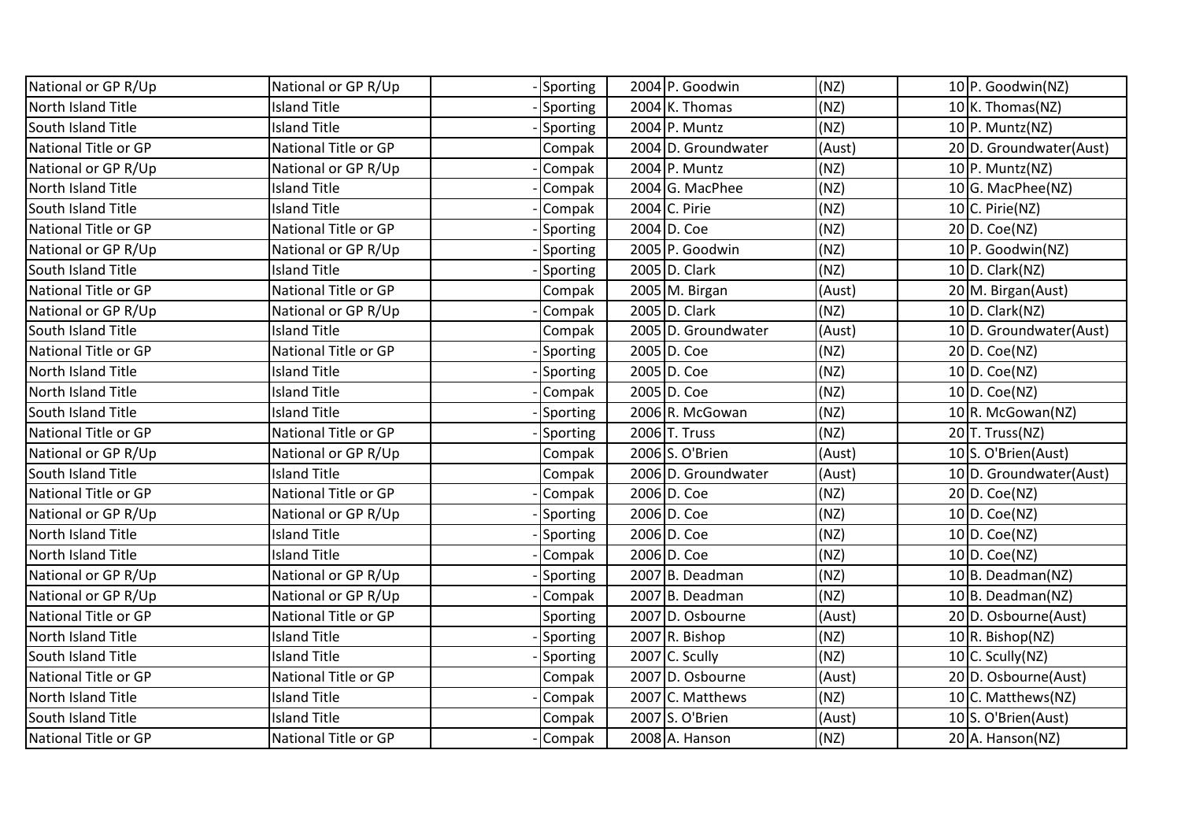| National or GP R/Up | National or GP R/Up | - | Sporting | 2004 | P. Goodwin | (NZ) | 10 | P. Goodwin(NZ) |
|---|---|---|---|---|---|---|---|---|
| North Island Title | Island Title | - | Sporting | 2004 | K. Thomas | (NZ) | 10 | K. Thomas(NZ) |
| South Island Title | Island Title | - | Sporting | 2004 | P. Muntz | (NZ) | 10 | P. Muntz(NZ) |
| National Title or GP | National Title or GP | | Compak | 2004 | D. Groundwater | (Aust) | 20 | D. Groundwater(Aust) |
| National or GP R/Up | National or GP R/Up | - | Compak | 2004 | P. Muntz | (NZ) | 10 | P. Muntz(NZ) |
| North Island Title | Island Title | - | Compak | 2004 | G. MacPhee | (NZ) | 10 | G. MacPhee(NZ) |
| South Island Title | Island Title | - | Compak | 2004 | C. Pirie | (NZ) | 10 | C. Pirie(NZ) |
| National Title or GP | National Title or GP | - | Sporting | 2004 | D. Coe | (NZ) | 20 | D. Coe(NZ) |
| National or GP R/Up | National or GP R/Up | - | Sporting | 2005 | P. Goodwin | (NZ) | 10 | P. Goodwin(NZ) |
| South Island Title | Island Title | - | Sporting | 2005 | D. Clark | (NZ) | 10 | D. Clark(NZ) |
| National Title or GP | National Title or GP | | Compak | 2005 | M. Birgan | (Aust) | 20 | M. Birgan(Aust) |
| National or GP R/Up | National or GP R/Up | - | Compak | 2005 | D. Clark | (NZ) | 10 | D. Clark(NZ) |
| South Island Title | Island Title | | Compak | 2005 | D. Groundwater | (Aust) | 10 | D. Groundwater(Aust) |
| National Title or GP | National Title or GP | - | Sporting | 2005 | D. Coe | (NZ) | 20 | D. Coe(NZ) |
| North Island Title | Island Title | - | Sporting | 2005 | D. Coe | (NZ) | 10 | D. Coe(NZ) |
| North Island Title | Island Title | - | Compak | 2005 | D. Coe | (NZ) | 10 | D. Coe(NZ) |
| South Island Title | Island Title | - | Sporting | 2006 | R. McGowan | (NZ) | 10 | R. McGowan(NZ) |
| National Title or GP | National Title or GP | - | Sporting | 2006 | T. Truss | (NZ) | 20 | T. Truss(NZ) |
| National or GP R/Up | National or GP R/Up | | Compak | 2006 | S. O'Brien | (Aust) | 10 | S. O'Brien(Aust) |
| South Island Title | Island Title | | Compak | 2006 | D. Groundwater | (Aust) | 10 | D. Groundwater(Aust) |
| National Title or GP | National Title or GP | - | Compak | 2006 | D. Coe | (NZ) | 20 | D. Coe(NZ) |
| National or GP R/Up | National or GP R/Up | - | Sporting | 2006 | D. Coe | (NZ) | 10 | D. Coe(NZ) |
| North Island Title | Island Title | - | Sporting | 2006 | D. Coe | (NZ) | 10 | D. Coe(NZ) |
| North Island Title | Island Title | - | Compak | 2006 | D. Coe | (NZ) | 10 | D. Coe(NZ) |
| National or GP R/Up | National or GP R/Up | - | Sporting | 2007 | B. Deadman | (NZ) | 10 | B. Deadman(NZ) |
| National or GP R/Up | National or GP R/Up | - | Compak | 2007 | B. Deadman | (NZ) | 10 | B. Deadman(NZ) |
| National Title or GP | National Title or GP | | Sporting | 2007 | D. Osbourne | (Aust) | 20 | D. Osbourne(Aust) |
| North Island Title | Island Title | - | Sporting | 2007 | R. Bishop | (NZ) | 10 | R. Bishop(NZ) |
| South Island Title | Island Title | - | Sporting | 2007 | C. Scully | (NZ) | 10 | C. Scully(NZ) |
| National Title or GP | National Title or GP | | Compak | 2007 | D. Osbourne | (Aust) | 20 | D. Osbourne(Aust) |
| North Island Title | Island Title | - | Compak | 2007 | C. Matthews | (NZ) | 10 | C. Matthews(NZ) |
| South Island Title | Island Title | | Compak | 2007 | S. O'Brien | (Aust) | 10 | S. O'Brien(Aust) |
| National Title or GP | National Title or GP | - | Compak | 2008 | A. Hanson | (NZ) | 20 | A. Hanson(NZ) |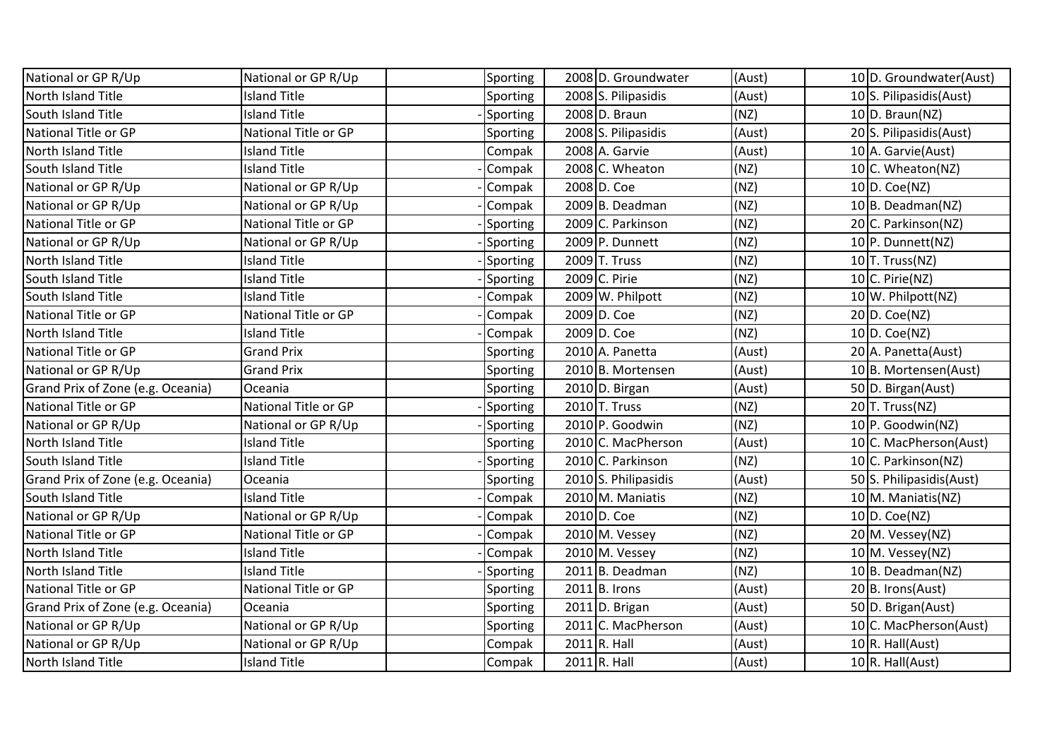| | | | | | | | | |
|---|---|---|---|---|---|---|---|---|
| National or GP R/Up | National or GP R/Up | | Sporting | 2008 | D. Groundwater | (Aust) | 10 | D. Groundwater(Aust) |
| North Island Title | Island Title | | Sporting | 2008 | S. Pilipasidis | (Aust) | 10 | S. Pilipasidis(Aust) |
| South Island Title | Island Title | - | Sporting | 2008 | D. Braun | (NZ) | 10 | D. Braun(NZ) |
| National Title or GP | National Title or GP | | Sporting | 2008 | S. Pilipasidis | (Aust) | 20 | S. Pilipasidis(Aust) |
| North Island Title | Island Title | | Compak | 2008 | A. Garvie | (Aust) | 10 | A. Garvie(Aust) |
| South Island Title | Island Title | - | Compak | 2008 | C. Wheaton | (NZ) | 10 | C. Wheaton(NZ) |
| National or GP R/Up | National or GP R/Up | - | Compak | 2008 | D. Coe | (NZ) | 10 | D. Coe(NZ) |
| National or GP R/Up | National or GP R/Up | - | Compak | 2009 | B. Deadman | (NZ) | 10 | B. Deadman(NZ) |
| National Title or GP | National Title or GP | - | Sporting | 2009 | C. Parkinson | (NZ) | 20 | C. Parkinson(NZ) |
| National or GP R/Up | National or GP R/Up | - | Sporting | 2009 | P. Dunnett | (NZ) | 10 | P. Dunnett(NZ) |
| North Island Title | Island Title | - | Sporting | 2009 | T. Truss | (NZ) | 10 | T. Truss(NZ) |
| South Island Title | Island Title | - | Sporting | 2009 | C. Pirie | (NZ) | 10 | C. Pirie(NZ) |
| South Island Title | Island Title | - | Compak | 2009 | W. Philpott | (NZ) | 10 | W. Philpott(NZ) |
| National Title or GP | National Title or GP | - | Compak | 2009 | D. Coe | (NZ) | 20 | D. Coe(NZ) |
| North Island Title | Island Title | - | Compak | 2009 | D. Coe | (NZ) | 10 | D. Coe(NZ) |
| National Title or GP | Grand Prix | | Sporting | 2010 | A. Panetta | (Aust) | 20 | A. Panetta(Aust) |
| National or GP R/Up | Grand Prix | | Sporting | 2010 | B. Mortensen | (Aust) | 10 | B. Mortensen(Aust) |
| Grand Prix of Zone (e.g. Oceania) | Oceania | | Sporting | 2010 | D. Birgan | (Aust) | 50 | D. Birgan(Aust) |
| National Title or GP | National Title or GP | - | Sporting | 2010 | T. Truss | (NZ) | 20 | T. Truss(NZ) |
| National or GP R/Up | National or GP R/Up | - | Sporting | 2010 | P. Goodwin | (NZ) | 10 | P. Goodwin(NZ) |
| North Island Title | Island Title | | Sporting | 2010 | C. MacPherson | (Aust) | 10 | C. MacPherson(Aust) |
| South Island Title | Island Title | - | Sporting | 2010 | C. Parkinson | (NZ) | 10 | C. Parkinson(NZ) |
| Grand Prix of Zone (e.g. Oceania) | Oceania | | Sporting | 2010 | S. Philipasidis | (Aust) | 50 | S. Philipasidis(Aust) |
| South Island Title | Island Title | - | Compak | 2010 | M. Maniatis | (NZ) | 10 | M. Maniatis(NZ) |
| National or GP R/Up | National or GP R/Up | - | Compak | 2010 | D. Coe | (NZ) | 10 | D. Coe(NZ) |
| National Title or GP | National Title or GP | - | Compak | 2010 | M. Vessey | (NZ) | 20 | M. Vessey(NZ) |
| North Island Title | Island Title | - | Compak | 2010 | M. Vessey | (NZ) | 10 | M. Vessey(NZ) |
| North Island Title | Island Title | - | Sporting | 2011 | B. Deadman | (NZ) | 10 | B. Deadman(NZ) |
| National Title or GP | National Title or GP | | Sporting | 2011 | B. Irons | (Aust) | 20 | B. Irons(Aust) |
| Grand Prix of Zone (e.g. Oceania) | Oceania | | Sporting | 2011 | D. Brigan | (Aust) | 50 | D. Brigan(Aust) |
| National or GP R/Up | National or GP R/Up | | Sporting | 2011 | C. MacPherson | (Aust) | 10 | C. MacPherson(Aust) |
| National or GP R/Up | National or GP R/Up | | Compak | 2011 | R. Hall | (Aust) | 10 | R. Hall(Aust) |
| North Island Title | Island Title | | Compak | 2011 | R. Hall | (Aust) | 10 | R. Hall(Aust) |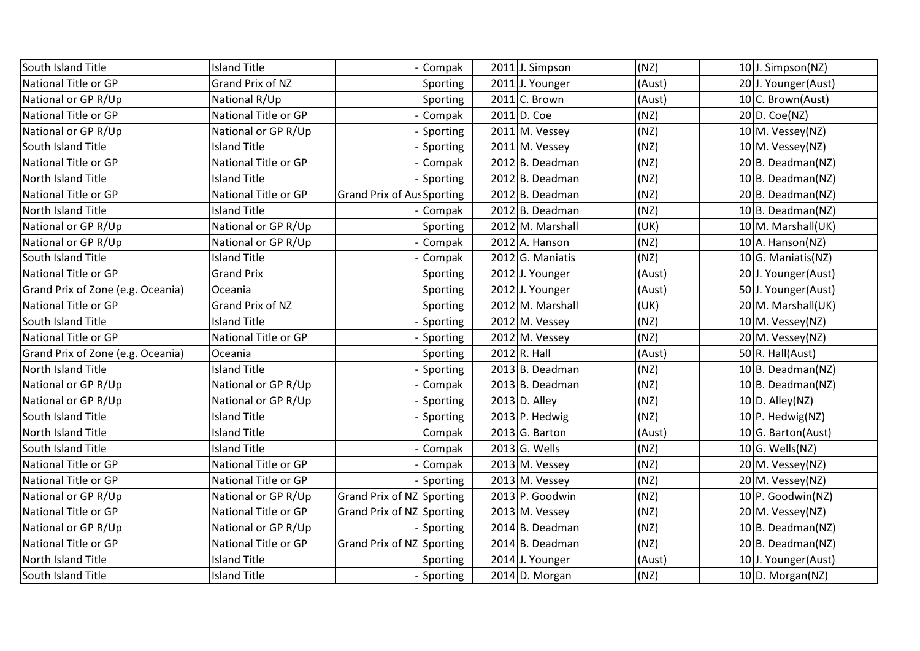| | | | | | | | | |
|---|---|---|---|---|---|---|---|---|
| South Island Title | Island Title | - | Compak | 2011 | J. Simpson | (NZ) | 10 | J. Simpson(NZ) |
| National Title or GP | Grand Prix of NZ | | Sporting | 2011 | J. Younger | (Aust) | 20 | J. Younger(Aust) |
| National or GP R/Up | National R/Up | | Sporting | 2011 | C. Brown | (Aust) | 10 | C. Brown(Aust) |
| National Title or GP | National Title or GP | - | Compak | 2011 | D. Coe | (NZ) | 20 | D. Coe(NZ) |
| National or GP R/Up | National or GP R/Up | - | Sporting | 2011 | M. Vessey | (NZ) | 10 | M. Vessey(NZ) |
| South Island Title | Island Title | - | Sporting | 2011 | M. Vessey | (NZ) | 10 | M. Vessey(NZ) |
| National Title or GP | National Title or GP | - | Compak | 2012 | B. Deadman | (NZ) | 20 | B. Deadman(NZ) |
| North Island Title | Island Title | - | Sporting | 2012 | B. Deadman | (NZ) | 10 | B. Deadman(NZ) |
| National Title or GP | National Title or GP | Grand Prix of Aus | Sporting | 2012 | B. Deadman | (NZ) | 20 | B. Deadman(NZ) |
| North Island Title | Island Title | - | Compak | 2012 | B. Deadman | (NZ) | 10 | B. Deadman(NZ) |
| National or GP R/Up | National or GP R/Up | | Sporting | 2012 | M. Marshall | (UK) | 10 | M. Marshall(UK) |
| National or GP R/Up | National or GP R/Up | - | Compak | 2012 | A. Hanson | (NZ) | 10 | A. Hanson(NZ) |
| South Island Title | Island Title | - | Compak | 2012 | G. Maniatis | (NZ) | 10 | G. Maniatis(NZ) |
| National Title or GP | Grand Prix | | Sporting | 2012 | J. Younger | (Aust) | 20 | J. Younger(Aust) |
| Grand Prix of Zone (e.g. Oceania) | Oceania | | Sporting | 2012 | J. Younger | (Aust) | 50 | J. Younger(Aust) |
| National Title or GP | Grand Prix of NZ | | Sporting | 2012 | M. Marshall | (UK) | 20 | M. Marshall(UK) |
| South Island Title | Island Title | - | Sporting | 2012 | M. Vessey | (NZ) | 10 | M. Vessey(NZ) |
| National Title or GP | National Title or GP | - | Sporting | 2012 | M. Vessey | (NZ) | 20 | M. Vessey(NZ) |
| Grand Prix of Zone (e.g. Oceania) | Oceania | | Sporting | 2012 | R. Hall | (Aust) | 50 | R. Hall(Aust) |
| North Island Title | Island Title | - | Sporting | 2013 | B. Deadman | (NZ) | 10 | B. Deadman(NZ) |
| National or GP R/Up | National or GP R/Up | - | Compak | 2013 | B. Deadman | (NZ) | 10 | B. Deadman(NZ) |
| National or GP R/Up | National or GP R/Up | - | Sporting | 2013 | D. Alley | (NZ) | 10 | D. Alley(NZ) |
| South Island Title | Island Title | - | Sporting | 2013 | P. Hedwig | (NZ) | 10 | P. Hedwig(NZ) |
| North Island Title | Island Title | | Compak | 2013 | G. Barton | (Aust) | 10 | G. Barton(Aust) |
| South Island Title | Island Title | - | Compak | 2013 | G. Wells | (NZ) | 10 | G. Wells(NZ) |
| National Title or GP | National Title or GP | - | Compak | 2013 | M. Vessey | (NZ) | 20 | M. Vessey(NZ) |
| National Title or GP | National Title or GP | - | Sporting | 2013 | M. Vessey | (NZ) | 20 | M. Vessey(NZ) |
| National or GP R/Up | National or GP R/Up | Grand Prix of NZ | Sporting | 2013 | P. Goodwin | (NZ) | 10 | P. Goodwin(NZ) |
| National Title or GP | National Title or GP | Grand Prix of NZ | Sporting | 2013 | M. Vessey | (NZ) | 20 | M. Vessey(NZ) |
| National or GP R/Up | National or GP R/Up | - | Sporting | 2014 | B. Deadman | (NZ) | 10 | B. Deadman(NZ) |
| National Title or GP | National Title or GP | Grand Prix of NZ | Sporting | 2014 | B. Deadman | (NZ) | 20 | B. Deadman(NZ) |
| North Island Title | Island Title | | Sporting | 2014 | J. Younger | (Aust) | 10 | J. Younger(Aust) |
| South Island Title | Island Title | - | Sporting | 2014 | D. Morgan | (NZ) | 10 | D. Morgan(NZ) |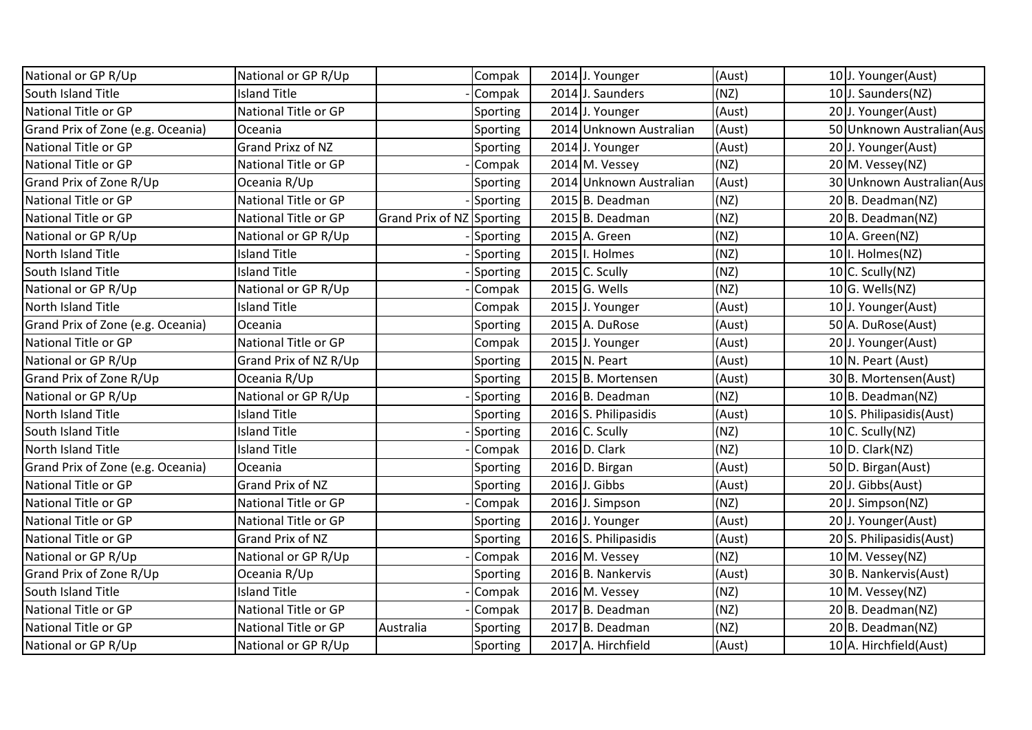| National or GP R/Up | National or GP R/Up | | Compak | 2014 | J. Younger | (Aust) | 10 | J. Younger(Aust) |
|---|---|---|---|---|---|---|---|---|
| South Island Title | Island Title | - | Compak | 2014 | J. Saunders | (NZ) | 10 | J. Saunders(NZ) |
| National Title or GP | National Title or GP | | Sporting | 2014 | J. Younger | (Aust) | 20 | J. Younger(Aust) |
| Grand Prix of Zone (e.g. Oceania) | Oceania | | Sporting | 2014 | Unknown Australian | (Aust) | 50 | Unknown Australian(Aus |
| National Title or GP | Grand Prixz of NZ | | Sporting | 2014 | J. Younger | (Aust) | 20 | J. Younger(Aust) |
| National Title or GP | National Title or GP | - | Compak | 2014 | M. Vessey | (NZ) | 20 | M. Vessey(NZ) |
| Grand Prix of Zone R/Up | Oceania R/Up | | Sporting | 2014 | Unknown Australian | (Aust) | 30 | Unknown Australian(Aus |
| National Title or GP | National Title or GP | - | Sporting | 2015 | B. Deadman | (NZ) | 20 | B. Deadman(NZ) |
| National Title or GP | National Title or GP | Grand Prix of NZ | Sporting | 2015 | B. Deadman | (NZ) | 20 | B. Deadman(NZ) |
| National or GP R/Up | National or GP R/Up | - | Sporting | 2015 | A. Green | (NZ) | 10 | A. Green(NZ) |
| North Island Title | Island Title | - | Sporting | 2015 | I. Holmes | (NZ) | 10 | I. Holmes(NZ) |
| South Island Title | Island Title | - | Sporting | 2015 | C. Scully | (NZ) | 10 | C. Scully(NZ) |
| National or GP R/Up | National or GP R/Up | - | Compak | 2015 | G. Wells | (NZ) | 10 | G. Wells(NZ) |
| North Island Title | Island Title | | Compak | 2015 | J. Younger | (Aust) | 10 | J. Younger(Aust) |
| Grand Prix of Zone (e.g. Oceania) | Oceania | | Sporting | 2015 | A. DuRose | (Aust) | 50 | A. DuRose(Aust) |
| National Title or GP | National Title or GP | | Compak | 2015 | J. Younger | (Aust) | 20 | J. Younger(Aust) |
| National or GP R/Up | Grand Prix of NZ R/Up | | Sporting | 2015 | N. Peart | (Aust) | 10 | N. Peart (Aust) |
| Grand Prix of Zone R/Up | Oceania R/Up | | Sporting | 2015 | B. Mortensen | (Aust) | 30 | B. Mortensen(Aust) |
| National or GP R/Up | National or GP R/Up | - | Sporting | 2016 | B. Deadman | (NZ) | 10 | B. Deadman(NZ) |
| North Island Title | Island Title | | Sporting | 2016 | S. Philipasidis | (Aust) | 10 | S. Philipasidis(Aust) |
| South Island Title | Island Title | - | Sporting | 2016 | C. Scully | (NZ) | 10 | C. Scully(NZ) |
| North Island Title | Island Title | - | Compak | 2016 | D. Clark | (NZ) | 10 | D. Clark(NZ) |
| Grand Prix of Zone (e.g. Oceania) | Oceania | | Sporting | 2016 | D. Birgan | (Aust) | 50 | D. Birgan(Aust) |
| National Title or GP | Grand Prix of NZ | | Sporting | 2016 | J. Gibbs | (Aust) | 20 | J. Gibbs(Aust) |
| National Title or GP | National Title or GP | - | Compak | 2016 | J. Simpson | (NZ) | 20 | J. Simpson(NZ) |
| National Title or GP | National Title or GP | | Sporting | 2016 | J. Younger | (Aust) | 20 | J. Younger(Aust) |
| National Title or GP | Grand Prix of NZ | | Sporting | 2016 | S. Philipasidis | (Aust) | 20 | S. Philipasidis(Aust) |
| National or GP R/Up | National or GP R/Up | - | Compak | 2016 | M. Vessey | (NZ) | 10 | M. Vessey(NZ) |
| Grand Prix of Zone R/Up | Oceania R/Up | | Sporting | 2016 | B. Nankervis | (Aust) | 30 | B. Nankervis(Aust) |
| South Island Title | Island Title | - | Compak | 2016 | M. Vessey | (NZ) | 10 | M. Vessey(NZ) |
| National Title or GP | National Title or GP | - | Compak | 2017 | B. Deadman | (NZ) | 20 | B. Deadman(NZ) |
| National Title or GP | National Title or GP | Australia | Sporting | 2017 | B. Deadman | (NZ) | 20 | B. Deadman(NZ) |
| National or GP R/Up | National or GP R/Up | | Sporting | 2017 | A. Hirchfield | (Aust) | 10 | A. Hirchfield(Aust) |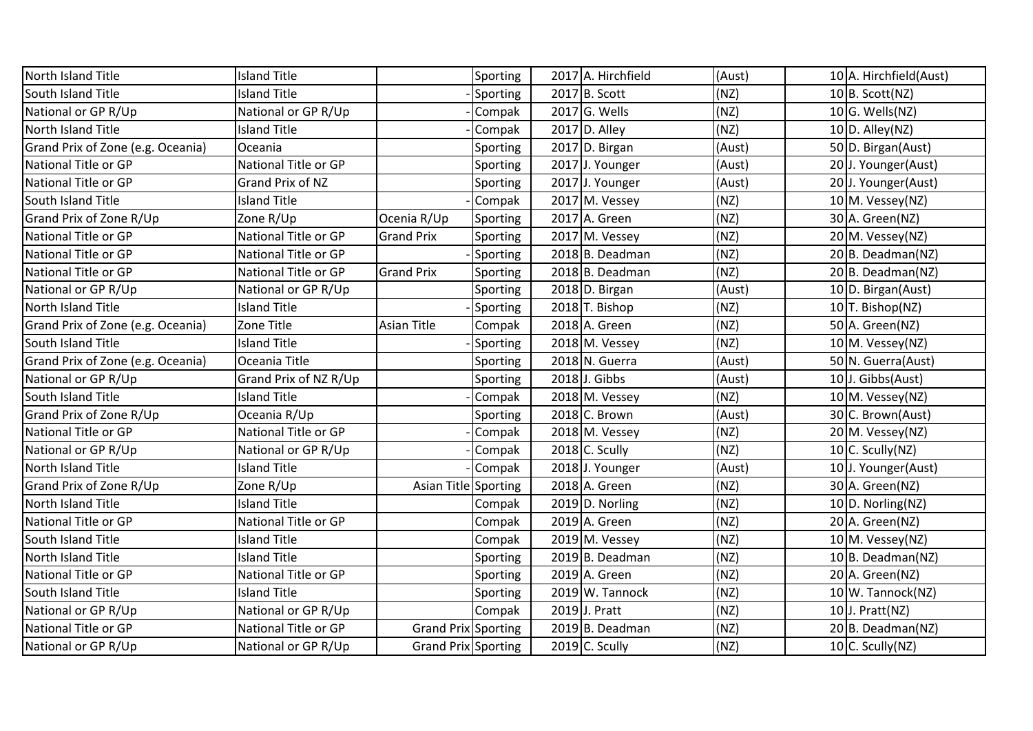| | | | | | | | |
|---|---|---|---|---|---|---|---|
| North Island Title | Island Title | | Sporting | 2017 | A. Hirchfield | (Aust) | 10 A. Hirchfield(Aust) |
| South Island Title | Island Title | - | Sporting | 2017 | B. Scott | (NZ) | 10 B. Scott(NZ) |
| National or GP R/Up | National or GP R/Up | - | Compak | 2017 | G. Wells | (NZ) | 10 G. Wells(NZ) |
| North Island Title | Island Title | - | Compak | 2017 | D. Alley | (NZ) | 10 D. Alley(NZ) |
| Grand Prix of Zone (e.g. Oceania) | Oceania | | Sporting | 2017 | D. Birgan | (Aust) | 50 D. Birgan(Aust) |
| National Title or GP | National Title or GP | | Sporting | 2017 | J. Younger | (Aust) | 20 J. Younger(Aust) |
| National Title or GP | Grand Prix of NZ | | Sporting | 2017 | J. Younger | (Aust) | 20 J. Younger(Aust) |
| South Island Title | Island Title | - | Compak | 2017 | M. Vessey | (NZ) | 10 M. Vessey(NZ) |
| Grand Prix of Zone R/Up | Zone R/Up | Ocenia R/Up | Sporting | 2017 | A. Green | (NZ) | 30 A. Green(NZ) |
| National Title or GP | National Title or GP | Grand Prix | Sporting | 2017 | M. Vessey | (NZ) | 20 M. Vessey(NZ) |
| National Title or GP | National Title or GP | - | Sporting | 2018 | B. Deadman | (NZ) | 20 B. Deadman(NZ) |
| National Title or GP | National Title or GP | Grand Prix | Sporting | 2018 | B. Deadman | (NZ) | 20 B. Deadman(NZ) |
| National or GP R/Up | National or GP R/Up | | Sporting | 2018 | D. Birgan | (Aust) | 10 D. Birgan(Aust) |
| North Island Title | Island Title | - | Sporting | 2018 | T. Bishop | (NZ) | 10 T. Bishop(NZ) |
| Grand Prix of Zone (e.g. Oceania) | Zone Title | Asian Title | Compak | 2018 | A. Green | (NZ) | 50 A. Green(NZ) |
| South Island Title | Island Title | - | Sporting | 2018 | M. Vessey | (NZ) | 10 M. Vessey(NZ) |
| Grand Prix of Zone (e.g. Oceania) | Oceania Title | | Sporting | 2018 | N. Guerra | (Aust) | 50 N. Guerra(Aust) |
| National or GP R/Up | Grand Prix of NZ R/Up | | Sporting | 2018 | J. Gibbs | (Aust) | 10 J. Gibbs(Aust) |
| South Island Title | Island Title | - | Compak | 2018 | M. Vessey | (NZ) | 10 M. Vessey(NZ) |
| Grand Prix of Zone R/Up | Oceania R/Up | | Sporting | 2018 | C. Brown | (Aust) | 30 C. Brown(Aust) |
| National Title or GP | National Title or GP | - | Compak | 2018 | M. Vessey | (NZ) | 20 M. Vessey(NZ) |
| National or GP R/Up | National or GP R/Up | - | Compak | 2018 | C. Scully | (NZ) | 10 C. Scully(NZ) |
| North Island Title | Island Title | - | Compak | 2018 | J. Younger | (Aust) | 10 J. Younger(Aust) |
| Grand Prix of Zone R/Up | Zone R/Up | Asian Title | Sporting | 2018 | A. Green | (NZ) | 30 A. Green(NZ) |
| North Island Title | Island Title | | Compak | 2019 | D. Norling | (NZ) | 10 D. Norling(NZ) |
| National Title or GP | National Title or GP | | Compak | 2019 | A. Green | (NZ) | 20 A. Green(NZ) |
| South Island Title | Island Title | | Compak | 2019 | M. Vessey | (NZ) | 10 M. Vessey(NZ) |
| North Island Title | Island Title | | Sporting | 2019 | B. Deadman | (NZ) | 10 B. Deadman(NZ) |
| National Title or GP | National Title or GP | | Sporting | 2019 | A. Green | (NZ) | 20 A. Green(NZ) |
| South Island Title | Island Title | | Sporting | 2019 | W. Tannock | (NZ) | 10 W. Tannock(NZ) |
| National or GP R/Up | National or GP R/Up | | Compak | 2019 | J. Pratt | (NZ) | 10 J. Pratt(NZ) |
| National Title or GP | National Title or GP | Grand Prix | Sporting | 2019 | B. Deadman | (NZ) | 20 B. Deadman(NZ) |
| National or GP R/Up | National or GP R/Up | Grand Prix | Sporting | 2019 | C. Scully | (NZ) | 10 C. Scully(NZ) |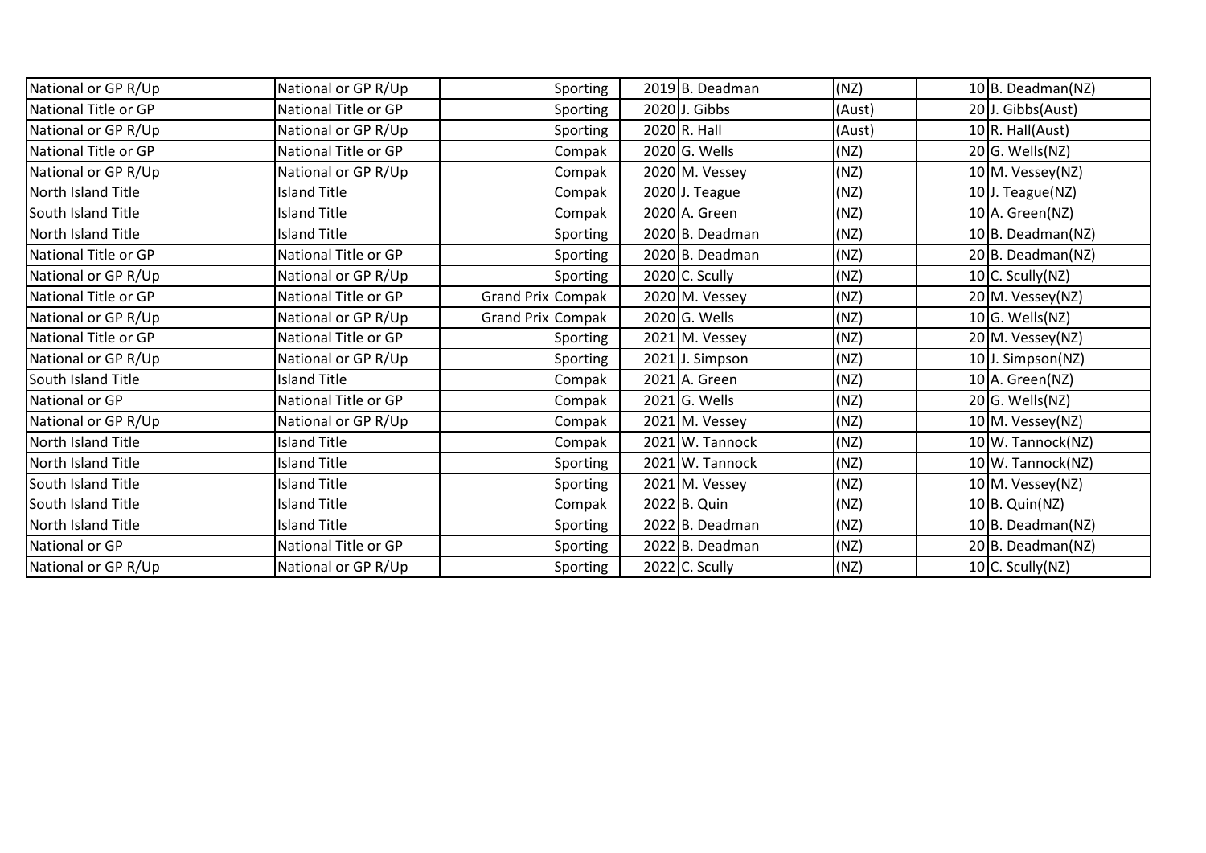| | | | | | | | | |
|---|---|---|---|---|---|---|---|---|
| National or GP R/Up | National or GP R/Up | | Sporting | 2019 | B. Deadman | (NZ) | 10 | B. Deadman(NZ) |
| National Title or GP | National Title or GP | | Sporting | 2020 | J. Gibbs | (Aust) | 20 | J. Gibbs(Aust) |
| National or GP R/Up | National or GP R/Up | | Sporting | 2020 | R. Hall | (Aust) | 10 | R. Hall(Aust) |
| National Title or GP | National Title or GP | | Compak | 2020 | G. Wells | (NZ) | 20 | G. Wells(NZ) |
| National or GP R/Up | National or GP R/Up | | Compak | 2020 | M. Vessey | (NZ) | 10 | M. Vessey(NZ) |
| North Island Title | Island Title | | Compak | 2020 | J. Teague | (NZ) | 10 | J. Teague(NZ) |
| South Island Title | Island Title | | Compak | 2020 | A. Green | (NZ) | 10 | A. Green(NZ) |
| North Island Title | Island Title | | Sporting | 2020 | B. Deadman | (NZ) | 10 | B. Deadman(NZ) |
| National Title or GP | National Title or GP | | Sporting | 2020 | B. Deadman | (NZ) | 20 | B. Deadman(NZ) |
| National or GP R/Up | National or GP R/Up | | Sporting | 2020 | C. Scully | (NZ) | 10 | C. Scully(NZ) |
| National Title or GP | National Title or GP | Grand Prix | Compak | 2020 | M. Vessey | (NZ) | 20 | M. Vessey(NZ) |
| National or GP R/Up | National or GP R/Up | Grand Prix | Compak | 2020 | G. Wells | (NZ) | 10 | G. Wells(NZ) |
| National Title or GP | National Title or GP | | Sporting | 2021 | M. Vessey | (NZ) | 20 | M. Vessey(NZ) |
| National or GP R/Up | National or GP R/Up | | Sporting | 2021 | J. Simpson | (NZ) | 10 | J. Simpson(NZ) |
| South Island Title | Island Title | | Compak | 2021 | A. Green | (NZ) | 10 | A. Green(NZ) |
| National or GP | National Title or GP | | Compak | 2021 | G. Wells | (NZ) | 20 | G. Wells(NZ) |
| National or GP R/Up | National or GP R/Up | | Compak | 2021 | M. Vessey | (NZ) | 10 | M. Vessey(NZ) |
| North Island Title | Island Title | | Compak | 2021 | W. Tannock | (NZ) | 10 | W. Tannock(NZ) |
| North Island Title | Island Title | | Sporting | 2021 | W. Tannock | (NZ) | 10 | W. Tannock(NZ) |
| South Island Title | Island Title | | Sporting | 2021 | M. Vessey | (NZ) | 10 | M. Vessey(NZ) |
| South Island Title | Island Title | | Compak | 2022 | B. Quin | (NZ) | 10 | B. Quin(NZ) |
| North Island Title | Island Title | | Sporting | 2022 | B. Deadman | (NZ) | 10 | B. Deadman(NZ) |
| National or GP | National Title or GP | | Sporting | 2022 | B. Deadman | (NZ) | 20 | B. Deadman(NZ) |
| National or GP R/Up | National or GP R/Up | | Sporting | 2022 | C. Scully | (NZ) | 10 | C. Scully(NZ) |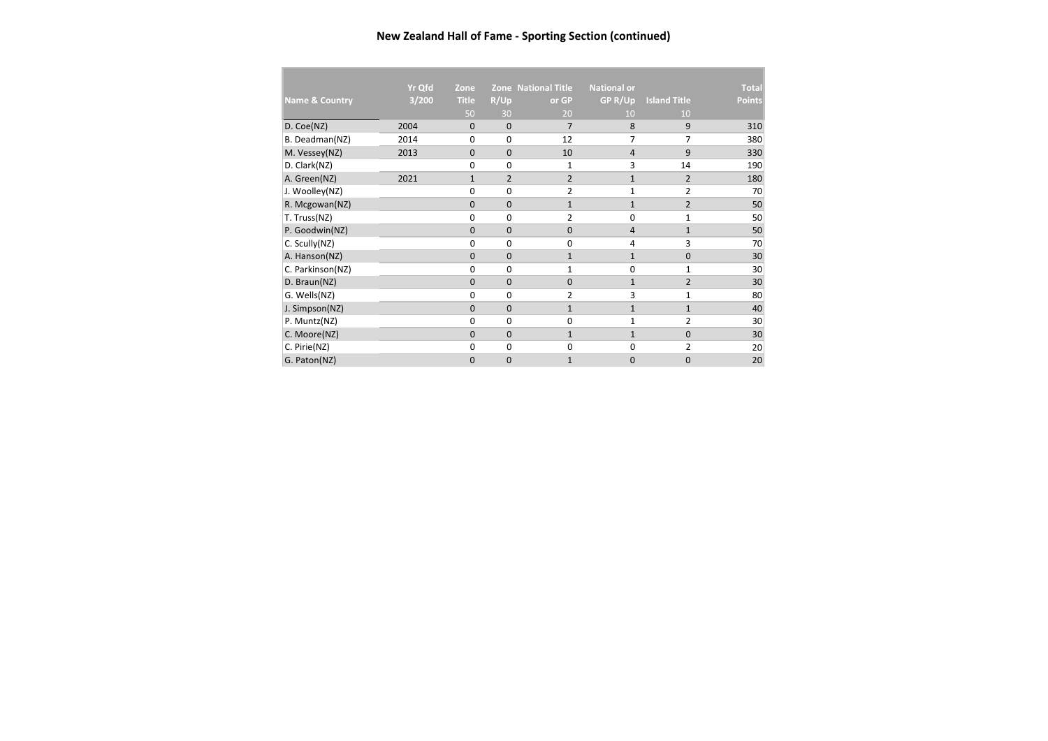# New Zealand Hall of Fame - Sporting Section (continued)

| Name & Country | Yr Qfd 3/200 | Zone Title 50 | Zone R/Up 30 | National Title or GP 20 | National or GP R/Up 10 | Island Title 10 | Total Points |
|---|---|---|---|---|---|---|---|
| D. Coe(NZ) | 2004 | 0 | 0 | 7 | 8 | 9 | 310 |
| B. Deadman(NZ) | 2014 | 0 | 0 | 12 | 7 | 7 | 380 |
| M. Vessey(NZ) | 2013 | 0 | 0 | 10 | 4 | 9 | 330 |
| D. Clark(NZ) | | 0 | 0 | 1 | 3 | 14 | 190 |
| A. Green(NZ) | 2021 | 1 | 2 | 2 | 1 | 2 | 180 |
| J. Woolley(NZ) | | 0 | 0 | 2 | 1 | 2 | 70 |
| R. Mcgowan(NZ) | | 0 | 0 | 1 | 1 | 2 | 50 |
| T. Truss(NZ) | | 0 | 0 | 2 | 0 | 1 | 50 |
| P. Goodwin(NZ) | | 0 | 0 | 0 | 4 | 1 | 50 |
| C. Scully(NZ) | | 0 | 0 | 0 | 4 | 3 | 70 |
| A. Hanson(NZ) | | 0 | 0 | 1 | 1 | 0 | 30 |
| C. Parkinson(NZ) | | 0 | 0 | 1 | 0 | 1 | 30 |
| D. Braun(NZ) | | 0 | 0 | 0 | 1 | 2 | 30 |
| G. Wells(NZ) | | 0 | 0 | 2 | 3 | 1 | 80 |
| J. Simpson(NZ) | | 0 | 0 | 1 | 1 | 1 | 40 |
| P. Muntz(NZ) | | 0 | 0 | 0 | 1 | 2 | 30 |
| C. Moore(NZ) | | 0 | 0 | 1 | 1 | 0 | 30 |
| C. Pirie(NZ) | | 0 | 0 | 0 | 0 | 2 | 20 |
| G. Paton(NZ) | | 0 | 0 | 1 | 0 | 0 | 20 |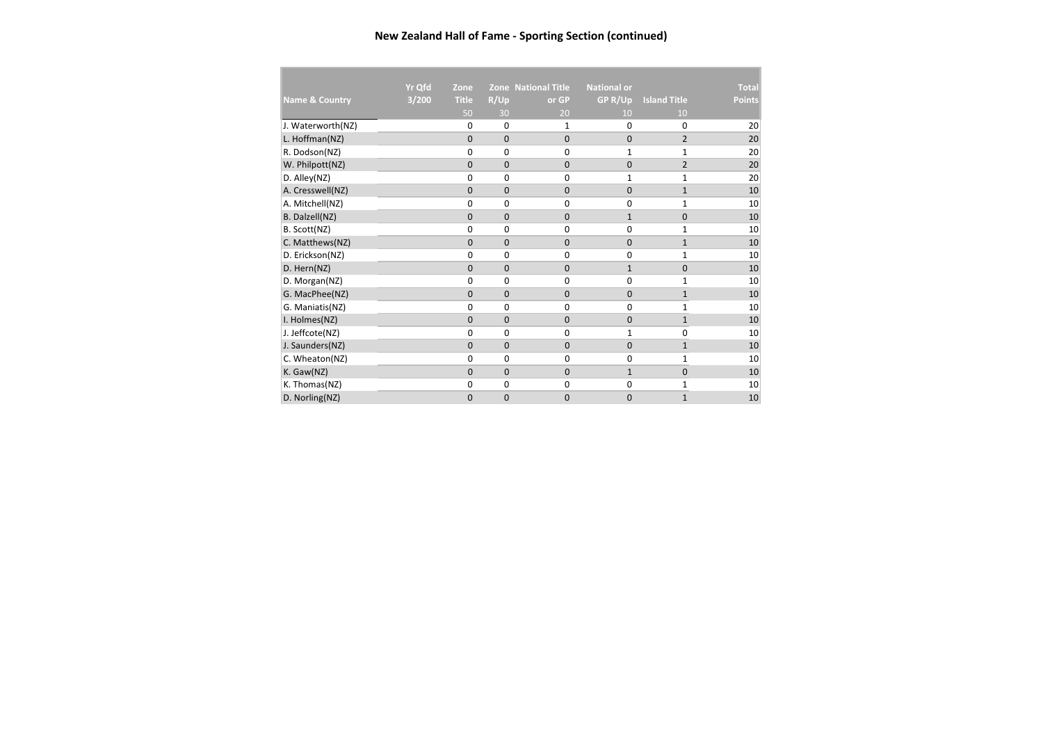# New Zealand Hall of Fame - Sporting Section (continued)

| Name & Country | Yr Qfd 3/200 | Zone Title | Zone R/Up | National Title or GP | National or GP R/Up | Island Title | Total Points |
|---|---|---|---|---|---|---|---|
| | | 50 | 30 | 20 | 10 | 10 | |
| J. Waterworth(NZ) | | 0 | 0 | 1 | 0 | 0 | 20 |
| L. Hoffman(NZ) | | 0 | 0 | 0 | 0 | 2 | 20 |
| R. Dodson(NZ) | | 0 | 0 | 0 | 1 | 1 | 20 |
| W. Philpott(NZ) | | 0 | 0 | 0 | 0 | 2 | 20 |
| D. Alley(NZ) | | 0 | 0 | 0 | 1 | 1 | 20 |
| A. Cresswell(NZ) | | 0 | 0 | 0 | 0 | 1 | 10 |
| A. Mitchell(NZ) | | 0 | 0 | 0 | 0 | 1 | 10 |
| B. Dalzell(NZ) | | 0 | 0 | 0 | 1 | 0 | 10 |
| B. Scott(NZ) | | 0 | 0 | 0 | 0 | 1 | 10 |
| C. Matthews(NZ) | | 0 | 0 | 0 | 0 | 1 | 10 |
| D. Erickson(NZ) | | 0 | 0 | 0 | 0 | 1 | 10 |
| D. Hern(NZ) | | 0 | 0 | 0 | 1 | 0 | 10 |
| D. Morgan(NZ) | | 0 | 0 | 0 | 0 | 1 | 10 |
| G. MacPhee(NZ) | | 0 | 0 | 0 | 0 | 1 | 10 |
| G. Maniatis(NZ) | | 0 | 0 | 0 | 0 | 1 | 10 |
| I. Holmes(NZ) | | 0 | 0 | 0 | 0 | 1 | 10 |
| J. Jeffcote(NZ) | | 0 | 0 | 0 | 1 | 0 | 10 |
| J. Saunders(NZ) | | 0 | 0 | 0 | 0 | 1 | 10 |
| C. Wheaton(NZ) | | 0 | 0 | 0 | 0 | 1 | 10 |
| K. Gaw(NZ) | | 0 | 0 | 0 | 1 | 0 | 10 |
| K. Thomas(NZ) | | 0 | 0 | 0 | 0 | 1 | 10 |
| D. Norling(NZ) | | 0 | 0 | 0 | 0 | 1 | 10 |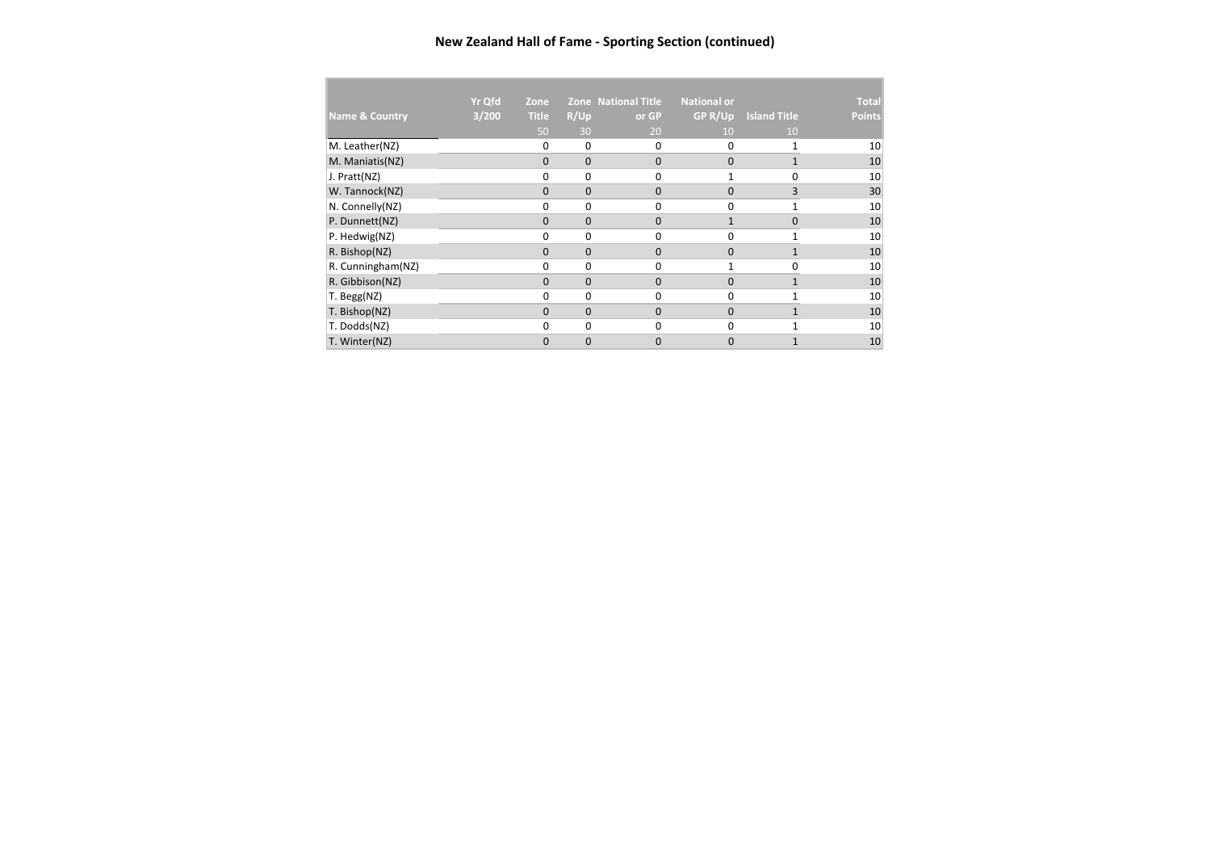# New Zealand Hall of Fame - Sporting Section (continued)

| Name & Country | Yr Qfd 3/200 | Zone Title 50 | Zone R/Up 30 | National Title or GP 20 | National or GP R/Up 10 | Island Title 10 | Total Points |
|---|---|---|---|---|---|---|---|
| M. Leather(NZ) | | 0 | 0 | 0 | 0 | 1 | 10 |
| M. Maniatis(NZ) | | 0 | 0 | 0 | 0 | 1 | 10 |
| J. Pratt(NZ) | | 0 | 0 | 0 | 1 | 0 | 10 |
| W. Tannock(NZ) | | 0 | 0 | 0 | 0 | 3 | 30 |
| N. Connelly(NZ) | | 0 | 0 | 0 | 0 | 1 | 10 |
| P. Dunnett(NZ) | | 0 | 0 | 0 | 1 | 0 | 10 |
| P. Hedwig(NZ) | | 0 | 0 | 0 | 0 | 1 | 10 |
| R. Bishop(NZ) | | 0 | 0 | 0 | 0 | 1 | 10 |
| R. Cunningham(NZ) | | 0 | 0 | 0 | 1 | 0 | 10 |
| R. Gibbison(NZ) | | 0 | 0 | 0 | 0 | 1 | 10 |
| T. Begg(NZ) | | 0 | 0 | 0 | 0 | 1 | 10 |
| T. Bishop(NZ) | | 0 | 0 | 0 | 0 | 1 | 10 |
| T. Dodds(NZ) | | 0 | 0 | 0 | 0 | 1 | 10 |
| T. Winter(NZ) | | 0 | 0 | 0 | 0 | 1 | 10 |